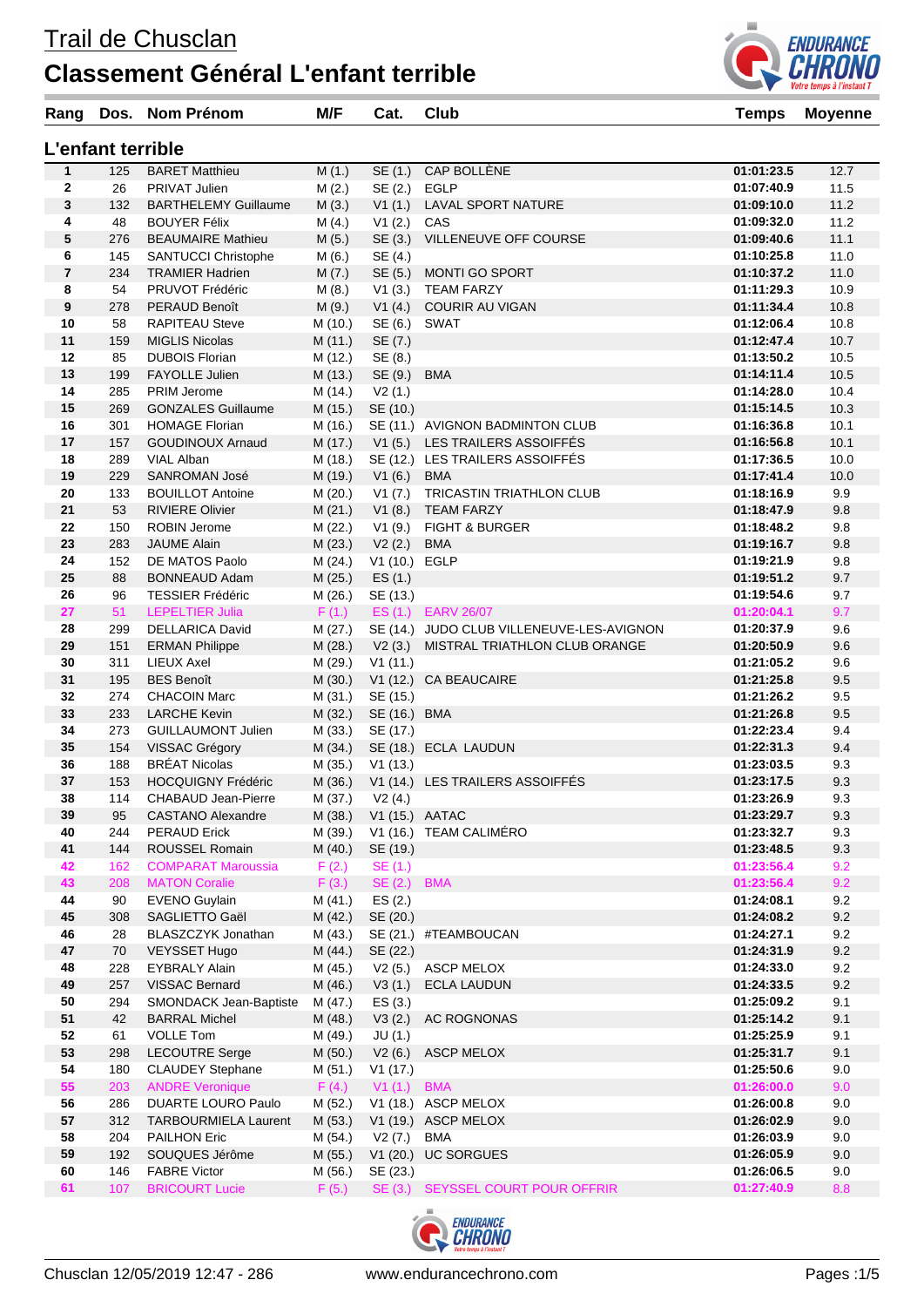# Trail de Chusclan

## Classement Général L'enfant terrible

### L'enfant terrible

| Rang | Dos. | Nom Prénom | M/F | Cat. | Club | Temps | Moyenne |
|---|---|---|---|---|---|---|---|
| 1 | 125 | BARET Matthieu | M (1.) | SE (1.) | CAP BOLLÈNE | 01:01:23.5 | 12.7 |
| 2 | 26 | PRIVAT Julien | M (2.) | SE (2.) | EGLP | 01:07:40.9 | 11.5 |
| 3 | 132 | BARTHELEMY Guillaume | M (3.) | V1 (1.) | LAVAL SPORT NATURE | 01:09:10.0 | 11.2 |
| 4 | 48 | BOUYER Félix | M (4.) | V1 (2.) | CAS | 01:09:32.0 | 11.2 |
| 5 | 276 | BEAUMAIRE Mathieu | M (5.) | SE (3.) | VILLENEUVE OFF COURSE | 01:09:40.6 | 11.1 |
| 6 | 145 | SANTUCCI Christophe | M (6.) | SE (4.) | | 01:10:25.8 | 11.0 |
| 7 | 234 | TRAMIER Hadrien | M (7.) | SE (5.) | MONTI GO SPORT | 01:10:37.2 | 11.0 |
| 8 | 54 | PRUVOT Frédéric | M (8.) | V1 (3.) | TEAM FARZY | 01:11:29.3 | 10.9 |
| 9 | 278 | PERAUD Benoît | M (9.) | V1 (4.) | COURIR AU VIGAN | 01:11:34.4 | 10.8 |
| 10 | 58 | RAPITEAU Steve | M (10.) | SE (6.) | SWAT | 01:12:06.4 | 10.8 |
| 11 | 159 | MIGLIS Nicolas | M (11.) | SE (7.) | | 01:12:47.4 | 10.7 |
| 12 | 85 | DUBOIS Florian | M (12.) | SE (8.) | | 01:13:50.2 | 10.5 |
| 13 | 199 | FAYOLLE Julien | M (13.) | SE (9.) | BMA | 01:14:11.4 | 10.5 |
| 14 | 285 | PRIM Jerome | M (14.) | V2 (1.) | | 01:14:28.0 | 10.4 |
| 15 | 269 | GONZALES Guillaume | M (15.) | SE (10.) | | 01:15:14.5 | 10.3 |
| 16 | 301 | HOMAGE Florian | M (16.) | SE (11.) | AVIGNON BADMINTON CLUB | 01:16:36.8 | 10.1 |
| 17 | 157 | GOUDINOUX Arnaud | M (17.) | V1 (5.) | LES TRAILERS ASSOIFFÉS | 01:16:56.8 | 10.1 |
| 18 | 289 | VIAL Alban | M (18.) | SE (12.) | LES TRAILERS ASSOIFFÉS | 01:17:36.5 | 10.0 |
| 19 | 229 | SANROMAN José | M (19.) | V1 (6.) | BMA | 01:17:41.4 | 10.0 |
| 20 | 133 | BOUILLOT Antoine | M (20.) | V1 (7.) | TRICASTIN TRIATHLON CLUB | 01:18:16.9 | 9.9 |
| 21 | 53 | RIVIERE Olivier | M (21.) | V1 (8.) | TEAM FARZY | 01:18:47.9 | 9.8 |
| 22 | 150 | ROBIN Jerome | M (22.) | V1 (9.) | FIGHT & BURGER | 01:18:48.2 | 9.8 |
| 23 | 283 | JAUME Alain | M (23.) | V2 (2.) | BMA | 01:19:16.7 | 9.8 |
| 24 | 152 | DE MATOS Paolo | M (24.) | V1 (10.) | EGLP | 01:19:21.9 | 9.8 |
| 25 | 88 | BONNEAUD Adam | M (25.) | ES (1.) | | 01:19:51.2 | 9.7 |
| 26 | 96 | TESSIER Frédéric | M (26.) | SE (13.) | | 01:19:54.6 | 9.7 |
| 27 | 51 | LEPELTIER Julia | F (1.) | ES (1.) | EARV 26/07 | 01:20:04.1 | 9.7 |
| 28 | 299 | DELLARICA David | M (27.) | SE (14.) | JUDO CLUB VILLENEUVE-LES-AVIGNON | 01:20:37.9 | 9.6 |
| 29 | 151 | ERMAN Philippe | M (28.) | V2 (3.) | MISTRAL TRIATHLON CLUB ORANGE | 01:20:50.9 | 9.6 |
| 30 | 311 | LIEUX Axel | M (29.) | V1 (11.) | | 01:21:05.2 | 9.6 |
| 31 | 195 | BES Benoît | M (30.) | V1 (12.) | CA BEAUCAIRE | 01:21:25.8 | 9.5 |
| 32 | 274 | CHACOIN Marc | M (31.) | SE (15.) | | 01:21:26.2 | 9.5 |
| 33 | 233 | LARCHE Kevin | M (32.) | SE (16.) | BMA | 01:21:26.8 | 9.5 |
| 34 | 273 | GUILLAUMONT Julien | M (33.) | SE (17.) | | 01:22:23.4 | 9.4 |
| 35 | 154 | VISSAC Grégory | M (34.) | SE (18.) | ECLA LAUDUN | 01:22:31.3 | 9.4 |
| 36 | 188 | BRÉAT Nicolas | M (35.) | V1 (13.) | | 01:23:03.5 | 9.3 |
| 37 | 153 | HOCQUIGNY Frédéric | M (36.) | V1 (14.) | LES TRAILERS ASSOIFFÉS | 01:23:17.5 | 9.3 |
| 38 | 114 | CHABAUD Jean-Pierre | M (37.) | V2 (4.) | | 01:23:26.9 | 9.3 |
| 39 | 95 | CASTANO Alexandre | M (38.) | V1 (15.) | AATAC | 01:23:29.7 | 9.3 |
| 40 | 244 | PERAUD Erick | M (39.) | V1 (16.) | TEAM CALIMÉRO | 01:23:32.7 | 9.3 |
| 41 | 144 | ROUSSEL Romain | M (40.) | SE (19.) | | 01:23:48.5 | 9.3 |
| 42 | 162 | COMPARAT Maroussia | F (2.) | SE (1.) | | 01:23:56.4 | 9.2 |
| 43 | 208 | MATON Coralie | F (3.) | SE (2.) | BMA | 01:23:56.4 | 9.2 |
| 44 | 90 | EVENO Guylain | M (41.) | ES (2.) | | 01:24:08.1 | 9.2 |
| 45 | 308 | SAGLIETTO Gaël | M (42.) | SE (20.) | | 01:24:08.2 | 9.2 |
| 46 | 28 | BLASZCZYK Jonathan | M (43.) | SE (21.) | #TEAMBOUCAN | 01:24:27.1 | 9.2 |
| 47 | 70 | VEYSSET Hugo | M (44.) | SE (22.) | | 01:24:31.9 | 9.2 |
| 48 | 228 | EYBRALY Alain | M (45.) | V2 (5.) | ASCP MELOX | 01:24:33.0 | 9.2 |
| 49 | 257 | VISSAC Bernard | M (46.) | V3 (1.) | ECLA LAUDUN | 01:24:33.5 | 9.2 |
| 50 | 294 | SMONDACK Jean-Baptiste | M (47.) | ES (3.) | | 01:25:09.2 | 9.1 |
| 51 | 42 | BARRAL Michel | M (48.) | V3 (2.) | AC ROGNONAS | 01:25:14.2 | 9.1 |
| 52 | 61 | VOLLE Tom | M (49.) | JU (1.) | | 01:25:25.9 | 9.1 |
| 53 | 298 | LECOUTRE Serge | M (50.) | V2 (6.) | ASCP MELOX | 01:25:31.7 | 9.1 |
| 54 | 180 | CLAUDEY Stephane | M (51.) | V1 (17.) | | 01:25:50.6 | 9.0 |
| 55 | 203 | ANDRE Veronique | F (4.) | V1 (1.) | BMA | 01:26:00.0 | 9.0 |
| 56 | 286 | DUARTE LOURO Paulo | M (52.) | V1 (18.) | ASCP MELOX | 01:26:00.8 | 9.0 |
| 57 | 312 | TARBOURMIELA Laurent | M (53.) | V1 (19.) | ASCP MELOX | 01:26:02.9 | 9.0 |
| 58 | 204 | PAILHON Eric | M (54.) | V2 (7.) | BMA | 01:26:03.9 | 9.0 |
| 59 | 192 | SOUQUES Jérôme | M (55.) | V1 (20.) | UC SORGUES | 01:26:05.9 | 9.0 |
| 60 | 146 | FABRE Victor | M (56.) | SE (23.) | | 01:26:06.5 | 9.0 |
| 61 | 107 | BRICOURT Lucie | F (5.) | SE (3.) | SEYSSEL COURT POUR OFFRIR | 01:27:40.9 | 8.8 |

Chusclan 12/05/2019 12:47 - 286 www.endurancechrono.com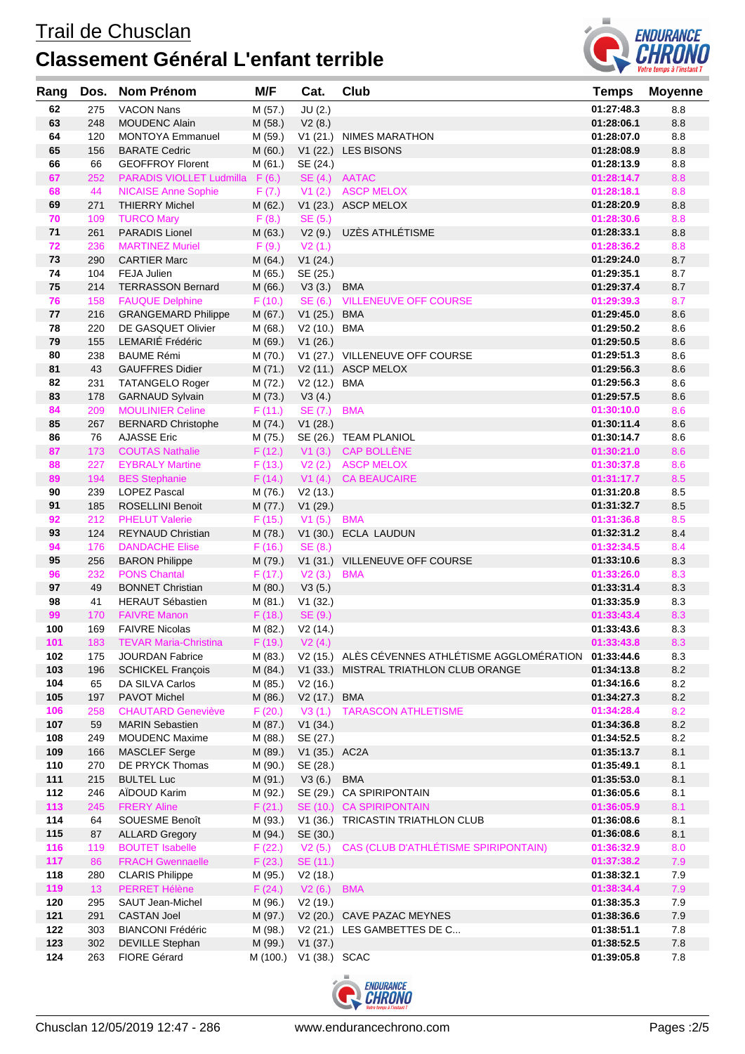# Trail de Chusclan

## Classement Général L'enfant terrible

| Rang | Dos. | Nom Prénom | M/F | Cat. | Club | Temps | Moyenne |
|---|---|---|---|---|---|---|---|
| 62 | 275 | VACON Nans | M (57.) | JU (2.) | | 01:27:48.3 | 8.8 |
| 63 | 248 | MOUDENC Alain | M (58.) | V2 (8.) | | 01:28:06.1 | 8.8 |
| 64 | 120 | MONTOYA Emmanuel | M (59.) | V1 (21.) | NIMES MARATHON | 01:28:07.0 | 8.8 |
| 65 | 156 | BARATE Cedric | M (60.) | V1 (22.) | LES BISONS | 01:28:08.9 | 8.8 |
| 66 | 66 | GEOFFROY Florent | M (61.) | SE (24.) | | 01:28:13.9 | 8.8 |
| 67 | 252 | PARADIS VIOLLET Ludmilla | F (6.) | SE (4.) | AATAC | 01:28:14.7 | 8.8 |
| 68 | 44 | NICAISE Anne Sophie | F (7.) | V1 (2.) | ASCP MELOX | 01:28:18.1 | 8.8 |
| 69 | 271 | THIERRY Michel | M (62.) | V1 (23.) | ASCP MELOX | 01:28:20.9 | 8.8 |
| 70 | 109 | TURCO Mary | F (8.) | SE (5.) | | 01:28:30.6 | 8.8 |
| 71 | 261 | PARADIS Lionel | M (63.) | V2 (9.) | UZÈS ATHLÉTISME | 01:28:33.1 | 8.8 |
| 72 | 236 | MARTINEZ Muriel | F (9.) | V2 (1.) | | 01:28:36.2 | 8.8 |
| 73 | 290 | CARTIER Marc | M (64.) | V1 (24.) | | 01:29:24.0 | 8.7 |
| 74 | 104 | FEJA Julien | M (65.) | SE (25.) | | 01:29:35.1 | 8.7 |
| 75 | 214 | TERRASSON Bernard | M (66.) | V3 (3.) | BMA | 01:29:37.4 | 8.7 |
| 76 | 158 | FAUQUE Delphine | F (10.) | SE (6.) | VILLENEUVE OFF COURSE | 01:29:39.3 | 8.7 |
| 77 | 216 | GRANGEMARD Philippe | M (67.) | V1 (25.) | BMA | 01:29:45.0 | 8.6 |
| 78 | 220 | DE GASQUET Olivier | M (68.) | V2 (10.) | BMA | 01:29:50.2 | 8.6 |
| 79 | 155 | LEMARIÉ Frédéric | M (69.) | V1 (26.) | | 01:29:50.5 | 8.6 |
| 80 | 238 | BAUME Rémi | M (70.) | V1 (27.) | VILLENEUVE OFF COURSE | 01:29:51.3 | 8.6 |
| 81 | 43 | GAUFFRES Didier | M (71.) | V2 (11.) | ASCP MELOX | 01:29:56.3 | 8.6 |
| 82 | 231 | TATANGELO Roger | M (72.) | V2 (12.) | BMA | 01:29:56.3 | 8.6 |
| 83 | 178 | GARNAUD Sylvain | M (73.) | V3 (4.) | | 01:29:57.5 | 8.6 |
| 84 | 209 | MOULINIER Celine | F (11.) | SE (7.) | BMA | 01:30:10.0 | 8.6 |
| 85 | 267 | BERNARD Christophe | M (74.) | V1 (28.) | | 01:30:11.4 | 8.6 |
| 86 | 76 | AJASSE Eric | M (75.) | SE (26.) | TEAM PLANIOL | 01:30:14.7 | 8.6 |
| 87 | 173 | COUTAS Nathalie | F (12.) | V1 (3.) | CAP BOLLÈNE | 01:30:21.0 | 8.6 |
| 88 | 227 | EYBRALY Martine | F (13.) | V2 (2.) | ASCP MELOX | 01:30:37.8 | 8.6 |
| 89 | 194 | BES Stephanie | F (14.) | V1 (4.) | CA BEAUCAIRE | 01:31:17.7 | 8.5 |
| 90 | 239 | LOPEZ Pascal | M (76.) | V2 (13.) | | 01:31:20.8 | 8.5 |
| 91 | 185 | ROSELLINI Benoit | M (77.) | V1 (29.) | | 01:31:32.7 | 8.5 |
| 92 | 212 | PHELUT Valerie | F (15.) | V1 (5.) | BMA | 01:31:36.8 | 8.5 |
| 93 | 124 | REYNAUD Christian | M (78.) | V1 (30.) | ECLA LAUDUN | 01:32:31.2 | 8.4 |
| 94 | 176 | DANDACHE Elise | F (16.) | SE (8.) | | 01:32:34.5 | 8.4 |
| 95 | 256 | BARON Philippe | M (79.) | V1 (31.) | VILLENEUVE OFF COURSE | 01:33:10.6 | 8.3 |
| 96 | 232 | PONS Chantal | F (17.) | V2 (3.) | BMA | 01:33:26.0 | 8.3 |
| 97 | 49 | BONNET Christian | M (80.) | V3 (5.) | | 01:33:31.4 | 8.3 |
| 98 | 41 | HERAUT Sébastien | M (81.) | V1 (32.) | | 01:33:35.9 | 8.3 |
| 99 | 170 | FAIVRE Manon | F (18.) | SE (9.) | | 01:33:43.4 | 8.3 |
| 100 | 169 | FAIVRE Nicolas | M (82.) | V2 (14.) | | 01:33:43.6 | 8.3 |
| 101 | 183 | TEVAR Maria-Christina | F (19.) | V2 (4.) | | 01:33:43.8 | 8.3 |
| 102 | 175 | JOURDAN Fabrice | M (83.) | V2 (15.) | ALÈS CÉVENNES ATHLÉTISME AGGLOMÉRATION | 01:33:44.6 | 8.3 |
| 103 | 196 | SCHICKEL François | M (84.) | V1 (33.) | MISTRAL TRIATHLON CLUB ORANGE | 01:34:13.8 | 8.2 |
| 104 | 65 | DA SILVA Carlos | M (85.) | V2 (16.) | | 01:34:16.6 | 8.2 |
| 105 | 197 | PAVOT Michel | M (86.) | V2 (17.) | BMA | 01:34:27.3 | 8.2 |
| 106 | 258 | CHAUTARD Geneviève | F (20.) | V3 (1.) | TARASCON ATHLETISME | 01:34:28.4 | 8.2 |
| 107 | 59 | MARIN Sebastien | M (87.) | V1 (34.) | | 01:34:36.8 | 8.2 |
| 108 | 249 | MOUDENC Maxime | M (88.) | SE (27.) | | 01:34:52.5 | 8.2 |
| 109 | 166 | MASCLEF Serge | M (89.) | V1 (35.) | AC2A | 01:35:13.7 | 8.1 |
| 110 | 270 | DE PRYCK Thomas | M (90.) | SE (28.) | | 01:35:49.1 | 8.1 |
| 111 | 215 | BULTEL Luc | M (91.) | V3 (6.) | BMA | 01:35:53.0 | 8.1 |
| 112 | 246 | AÏDOUD Karim | M (92.) | SE (29.) | CA SPIRIPONTAIN | 01:36:05.6 | 8.1 |
| 113 | 245 | FRERY Aline | F (21.) | SE (10.) | CA SPIRIPONTAIN | 01:36:05.9 | 8.1 |
| 114 | 64 | SOUESME Benoît | M (93.) | V1 (36.) | TRICASTIN TRIATHLON CLUB | 01:36:08.6 | 8.1 |
| 115 | 87 | ALLARD Gregory | M (94.) | SE (30.) | | 01:36:08.6 | 8.1 |
| 116 | 119 | BOUTET Isabelle | F (22.) | V2 (5.) | CAS (CLUB D'ATHLÉTISME SPIRIPONTAIN) | 01:36:32.9 | 8.0 |
| 117 | 86 | FRACH Gwennaelle | F (23.) | SE (11.) | | 01:37:38.2 | 7.9 |
| 118 | 280 | CLARIS Philippe | M (95.) | V2 (18.) | | 01:38:32.1 | 7.9 |
| 119 | 13 | PERRET Hélène | F (24.) | V2 (6.) | BMA | 01:38:34.4 | 7.9 |
| 120 | 295 | SAUT Jean-Michel | M (96.) | V2 (19.) | | 01:38:35.3 | 7.9 |
| 121 | 291 | CASTAN Joel | M (97.) | V2 (20.) | CAVE PAZAC MEYNES | 01:38:36.6 | 7.9 |
| 122 | 303 | BIANCONI Frédéric | M (98.) | V2 (21.) | LES GAMBETTES DE C... | 01:38:51.1 | 7.8 |
| 123 | 302 | DEVILLE Stephan | M (99.) | V1 (37.) | | 01:38:52.5 | 7.8 |
| 124 | 263 | FIORE Gérard | M (100.) | V1 (38.) | SCAC | 01:39:05.8 | 7.8 |

Chusclan 12/05/2019 12:47 - 286    www.endurancechrono.com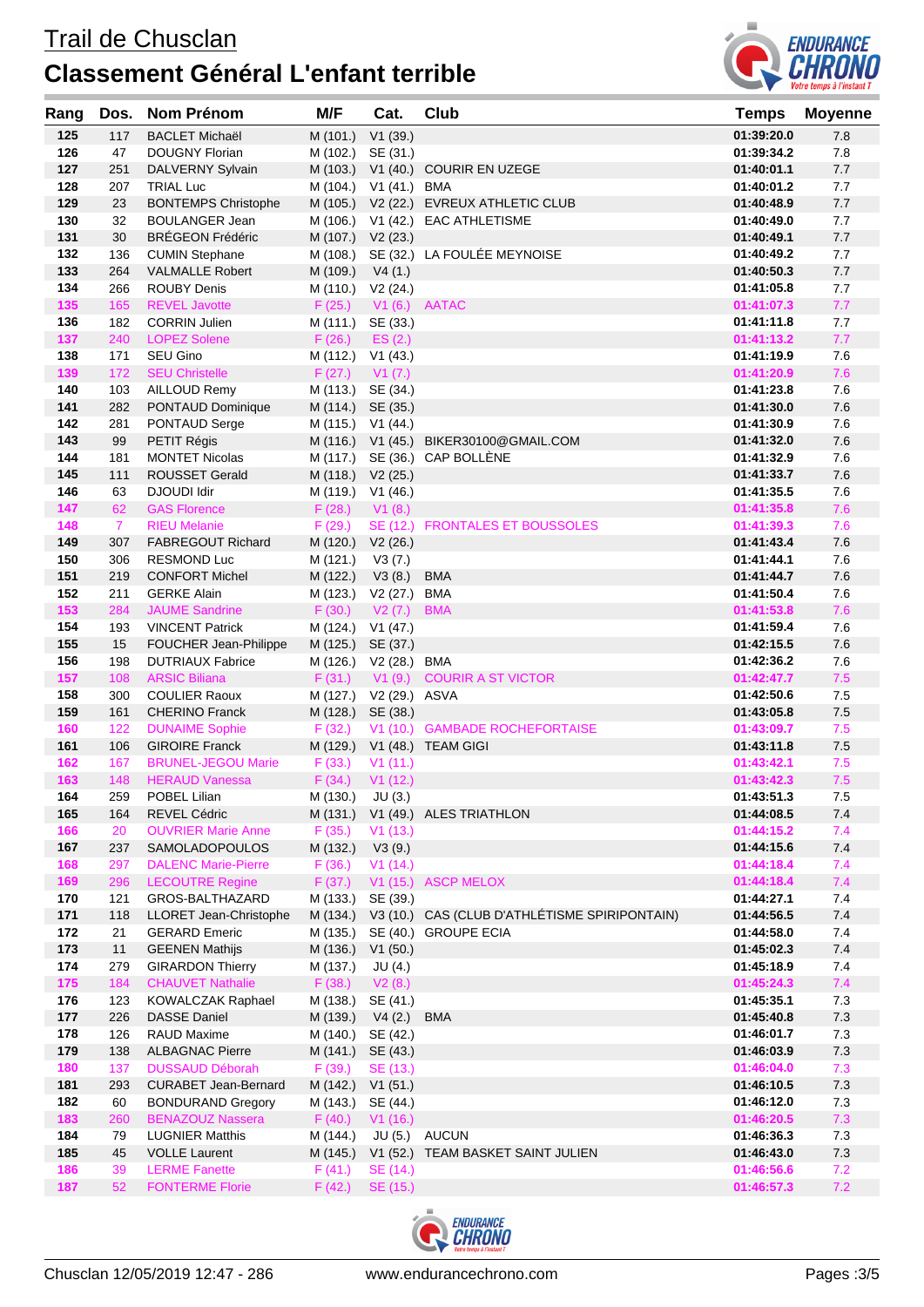# Trail de Chusclan

## Classement Général L'enfant terrible

| Rang | Dos. | Nom Prénom | M/F | Cat. | Club | Temps | Moyenne |
|---|---|---|---|---|---|---|---|
| 125 | 117 | BACLET Michaël | M (101.) | V1 (39.) | | 01:39:20.0 | 7.8 |
| 126 | 47 | DOUGNY Florian | M (102.) | SE (31.) | | 01:39:34.2 | 7.8 |
| 127 | 251 | DALVERNY Sylvain | M (103.) | V1 (40.) | COURIR EN UZEGE | 01:40:01.1 | 7.7 |
| 128 | 207 | TRIAL Luc | M (104.) | V1 (41.) | BMA | 01:40:01.2 | 7.7 |
| 129 | 23 | BONTEMPS Christophe | M (105.) | V2 (22.) | EVREUX ATHLETIC CLUB | 01:40:48.9 | 7.7 |
| 130 | 32 | BOULANGER Jean | M (106.) | V1 (42.) | EAC ATHLETISME | 01:40:49.0 | 7.7 |
| 131 | 30 | BRÉGEON Frédéric | M (107.) | V2 (23.) | | 01:40:49.1 | 7.7 |
| 132 | 136 | CUMIN Stephane | M (108.) | SE (32.) | LA FOULÉE MEYNOISE | 01:40:49.2 | 7.7 |
| 133 | 264 | VALMALLE Robert | M (109.) | V4 (1.) | | 01:40:50.3 | 7.7 |
| 134 | 266 | ROUBY Denis | M (110.) | V2 (24.) | | 01:41:05.8 | 7.7 |
| 135 | 165 | REVEL Javotte | F (25.) | V1 (6.) | AATAC | 01:41:07.3 | 7.7 |
| 136 | 182 | CORRIN Julien | M (111.) | SE (33.) | | 01:41:11.8 | 7.7 |
| 137 | 240 | LOPEZ Solene | F (26.) | ES (2.) | | 01:41:13.2 | 7.7 |
| 138 | 171 | SEU Gino | M (112.) | V1 (43.) | | 01:41:19.9 | 7.6 |
| 139 | 172 | SEU Christelle | F (27.) | V1 (7.) | | 01:41:20.9 | 7.6 |
| 140 | 103 | AILLOUD Remy | M (113.) | SE (34.) | | 01:41:23.8 | 7.6 |
| 141 | 282 | PONTAUD Dominique | M (114.) | SE (35.) | | 01:41:30.0 | 7.6 |
| 142 | 281 | PONTAUD Serge | M (115.) | V1 (44.) | | 01:41:30.9 | 7.6 |
| 143 | 99 | PETIT Régis | M (116.) | V1 (45.) | BIKER30100@GMAIL.COM | 01:41:32.0 | 7.6 |
| 144 | 181 | MONTET Nicolas | M (117.) | SE (36.) | CAP BOLLÈNE | 01:41:32.9 | 7.6 |
| 145 | 111 | ROUSSET Gerald | M (118.) | V2 (25.) | | 01:41:33.7 | 7.6 |
| 146 | 63 | DJOUDI Idir | M (119.) | V1 (46.) | | 01:41:35.5 | 7.6 |
| 147 | 62 | GAS Florence | F (28.) | V1 (8.) | | 01:41:35.8 | 7.6 |
| 148 | 7 | RIEU Melanie | F (29.) | SE (12.) | FRONTALES ET BOUSSOLES | 01:41:39.3 | 7.6 |
| 149 | 307 | FABREGOUT Richard | M (120.) | V2 (26.) | | 01:41:43.4 | 7.6 |
| 150 | 306 | RESMOND Luc | M (121.) | V3 (7.) | | 01:41:44.1 | 7.6 |
| 151 | 219 | CONFORT Michel | M (122.) | V3 (8.) | BMA | 01:41:44.7 | 7.6 |
| 152 | 211 | GERKE Alain | M (123.) | V2 (27.) | BMA | 01:41:50.4 | 7.6 |
| 153 | 284 | JAUME Sandrine | F (30.) | V2 (7.) | BMA | 01:41:53.8 | 7.6 |
| 154 | 193 | VINCENT Patrick | M (124.) | V1 (47.) | | 01:41:59.4 | 7.6 |
| 155 | 15 | FOUCHER Jean-Philippe | M (125.) | SE (37.) | | 01:42:15.5 | 7.6 |
| 156 | 198 | DUTRIAUX Fabrice | M (126.) | V2 (28.) | BMA | 01:42:36.2 | 7.6 |
| 157 | 108 | ARSIC Biliana | F (31.) | V1 (9.) | COURIR A ST VICTOR | 01:42:47.7 | 7.5 |
| 158 | 300 | COULIER Raoux | M (127.) | V2 (29.) | ASVA | 01:42:50.6 | 7.5 |
| 159 | 161 | CHERINO Franck | M (128.) | SE (38.) | | 01:43:05.8 | 7.5 |
| 160 | 122 | DUNAIME Sophie | F (32.) | V1 (10.) | GAMBADE ROCHEFORTAISE | 01:43:09.7 | 7.5 |
| 161 | 106 | GIROIRE Franck | M (129.) | V1 (48.) | TEAM GIGI | 01:43:11.8 | 7.5 |
| 162 | 167 | BRUNEL-JEGOU Marie | F (33.) | V1 (11.) | | 01:43:42.1 | 7.5 |
| 163 | 148 | HERAUD Vanessa | F (34.) | V1 (12.) | | 01:43:42.3 | 7.5 |
| 164 | 259 | POBEL Lilian | M (130.) | JU (3.) | | 01:43:51.3 | 7.5 |
| 165 | 164 | REVEL Cédric | M (131.) | V1 (49.) | ALES TRIATHLON | 01:44:08.5 | 7.4 |
| 166 | 20 | OUVRIER Marie Anne | F (35.) | V1 (13.) | | 01:44:15.2 | 7.4 |
| 167 | 237 | SAMOLADOPOULOS | M (132.) | V3 (9.) | | 01:44:15.6 | 7.4 |
| 168 | 297 | DALENC Marie-Pierre | F (36.) | V1 (14.) | | 01:44:18.4 | 7.4 |
| 169 | 296 | LECOUTRE Regine | F (37.) | V1 (15.) | ASCP MELOX | 01:44:18.4 | 7.4 |
| 170 | 121 | GROS-BALTHAZARD | M (133.) | SE (39.) | | 01:44:27.1 | 7.4 |
| 171 | 118 | LLORET Jean-Christophe | M (134.) | V3 (10.) | CAS (CLUB D'ATHLÉTISME SPIRIPONTAIN) | 01:44:56.5 | 7.4 |
| 172 | 21 | GERARD Emeric | M (135.) | SE (40.) | GROUPE ECIA | 01:44:58.0 | 7.4 |
| 173 | 11 | GEENEN Mathijs | M (136.) | V1 (50.) | | 01:45:02.3 | 7.4 |
| 174 | 279 | GIRARDON Thierry | M (137.) | JU (4.) | | 01:45:18.9 | 7.4 |
| 175 | 184 | CHAUVET Nathalie | F (38.) | V2 (8.) | | 01:45:24.3 | 7.4 |
| 176 | 123 | KOWALCZAK Raphael | M (138.) | SE (41.) | | 01:45:35.1 | 7.3 |
| 177 | 226 | DASSE Daniel | M (139.) | V4 (2.) | BMA | 01:45:40.8 | 7.3 |
| 178 | 126 | RAUD Maxime | M (140.) | SE (42.) | | 01:46:01.7 | 7.3 |
| 179 | 138 | ALBAGNAC Pierre | M (141.) | SE (43.) | | 01:46:03.9 | 7.3 |
| 180 | 137 | DUSSAUD Déborah | F (39.) | SE (13.) | | 01:46:04.0 | 7.3 |
| 181 | 293 | CURABET Jean-Bernard | M (142.) | V1 (51.) | | 01:46:10.5 | 7.3 |
| 182 | 60 | BONDURAND Gregory | M (143.) | SE (44.) | | 01:46:12.0 | 7.3 |
| 183 | 260 | BENAZOUZ Nassera | F (40.) | V1 (16.) | | 01:46:20.5 | 7.3 |
| 184 | 79 | LUGNIER Matthis | M (144.) | JU (5.) | AUCUN | 01:46:36.3 | 7.3 |
| 185 | 45 | VOLLE Laurent | M (145.) | V1 (52.) | TEAM BASKET SAINT JULIEN | 01:46:43.0 | 7.3 |
| 186 | 39 | LERME Fanette | F (41.) | SE (14.) | | 01:46:56.6 | 7.2 |
| 187 | 52 | FONTERME Florie | F (42.) | SE (15.) | | 01:46:57.3 | 7.2 |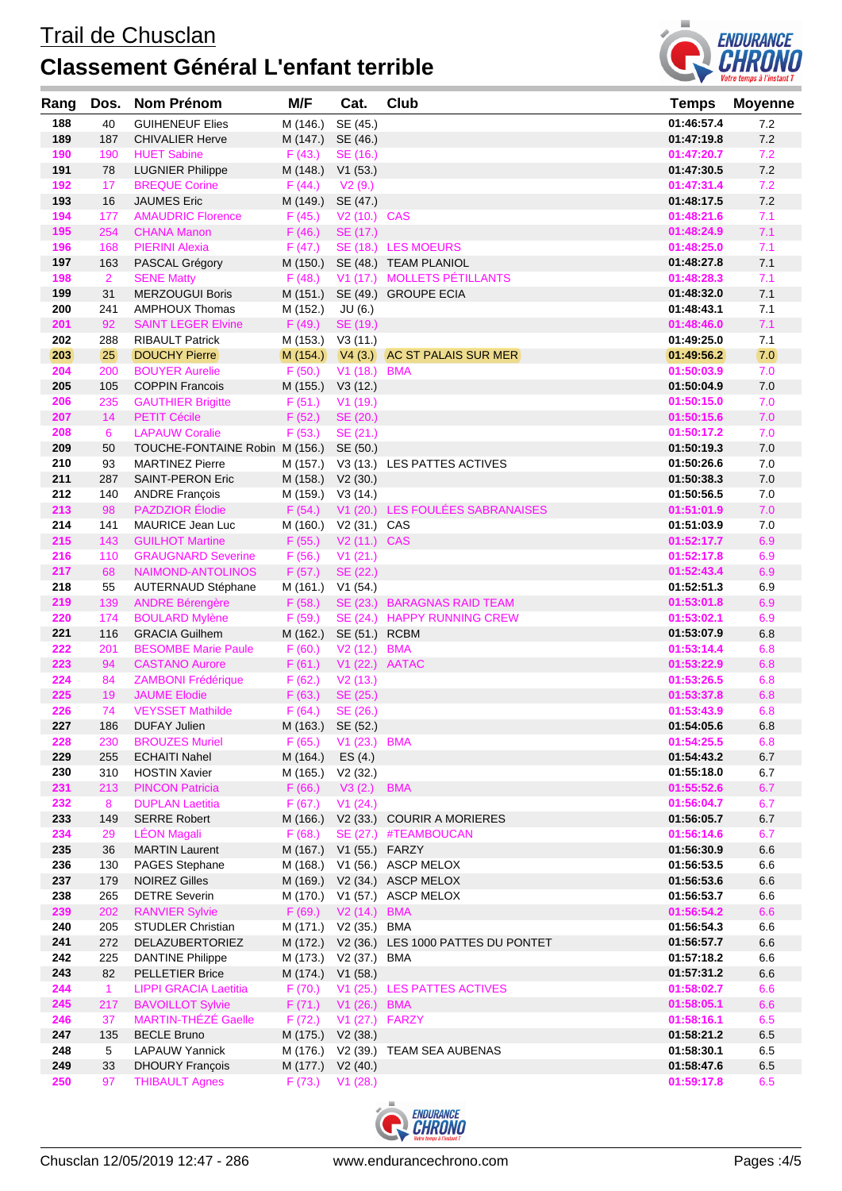# Trail de Chusclan

## Classement Général L'enfant terrible

| Rang | Dos. | Nom Prénom | M/F | Cat. | Club | Temps | Moyenne |
|---|---|---|---|---|---|---|---|
| 188 | 40 | GUIHENEUF Elies | M (146.) | SE (45.) | | 01:46:57.4 | 7.2 |
| 189 | 187 | CHIVALIER Herve | M (147.) | SE (46.) | | 01:47:19.8 | 7.2 |
| 190 | 190 | HUET Sabine | F (43.) | SE (16.) | | 01:47:20.7 | 7.2 |
| 191 | 78 | LUGNIER Philippe | M (148.) | V1 (53.) | | 01:47:30.5 | 7.2 |
| 192 | 17 | BREQUE Corine | F (44.) | V2 (9.) | | 01:47:31.4 | 7.2 |
| 193 | 16 | JAUMES Eric | M (149.) | SE (47.) | | 01:48:17.5 | 7.2 |
| 194 | 177 | AMAUDRIC Florence | F (45.) | V2 (10.) | CAS | 01:48:21.6 | 7.1 |
| 195 | 254 | CHANA Manon | F (46.) | SE (17.) | | 01:48:24.9 | 7.1 |
| 196 | 168 | PIERINI Alexia | F (47.) | SE (18.) | LES MOEURS | 01:48:25.0 | 7.1 |
| 197 | 163 | PASCAL Grégory | M (150.) | SE (48.) | TEAM PLANIOL | 01:48:27.8 | 7.1 |
| 198 | 2 | SENE Matty | F (48.) | V1 (17.) | MOLLETS PÉTILLANTS | 01:48:28.3 | 7.1 |
| 199 | 31 | MERZOUGUI Boris | M (151.) | SE (49.) | GROUPE ECIA | 01:48:32.0 | 7.1 |
| 200 | 241 | AMPHOUX Thomas | M (152.) | JU (6.) | | 01:48:43.1 | 7.1 |
| 201 | 92 | SAINT LEGER Elvine | F (49.) | SE (19.) | | 01:48:46.0 | 7.1 |
| 202 | 288 | RIBAULT Patrick | M (153.) | V3 (11.) | | 01:49:25.0 | 7.1 |
| 203 | 25 | DOUCHY Pierre | M (154.) | V4 (3.) | AC ST PALAIS SUR MER | 01:49:56.2 | 7.0 |
| 204 | 200 | BOUYER Aurelie | F (50.) | V1 (18.) | BMA | 01:50:03.9 | 7.0 |
| 205 | 105 | COPPIN Francois | M (155.) | V3 (12.) | | 01:50:04.9 | 7.0 |
| 206 | 235 | GAUTHIER Brigitte | F (51.) | V1 (19.) | | 01:50:15.0 | 7.0 |
| 207 | 14 | PETIT Cécile | F (52.) | SE (20.) | | 01:50:15.6 | 7.0 |
| 208 | 6 | LAPAUW Coralie | F (53.) | SE (21.) | | 01:50:17.2 | 7.0 |
| 209 | 50 | TOUCHE-FONTAINE Robin | M (156.) | SE (50.) | | 01:50:19.3 | 7.0 |
| 210 | 93 | MARTINEZ Pierre | M (157.) | V3 (13.) | LES PATTES ACTIVES | 01:50:26.6 | 7.0 |
| 211 | 287 | SAINT-PERON Eric | M (158.) | V2 (30.) | | 01:50:38.3 | 7.0 |
| 212 | 140 | ANDRE François | M (159.) | V3 (14.) | | 01:50:56.5 | 7.0 |
| 213 | 98 | PAZDZIOR Élodie | F (54.) | V1 (20.) | LES FOULÉES SABRANAISES | 01:51:01.9 | 7.0 |
| 214 | 141 | MAURICE Jean Luc | M (160.) | V2 (31.) | CAS | 01:51:03.9 | 7.0 |
| 215 | 143 | GUILHOT Martine | F (55.) | V2 (11.) | CAS | 01:52:17.7 | 6.9 |
| 216 | 110 | GRAUGNARD Severine | F (56.) | V1 (21.) | | 01:52:17.8 | 6.9 |
| 217 | 68 | NAIMOND-ANTOLINOS | F (57.) | SE (22.) | | 01:52:43.4 | 6.9 |
| 218 | 55 | AUTERNAUD Stéphane | M (161.) | V1 (54.) | | 01:52:51.3 | 6.9 |
| 219 | 139 | ANDRE Bérengère | F (58.) | SE (23.) | BARAGNAS RAID TEAM | 01:53:01.8 | 6.9 |
| 220 | 174 | BOULARD Mylène | F (59.) | SE (24.) | HAPPY RUNNING CREW | 01:53:02.1 | 6.9 |
| 221 | 116 | GRACIA Guilhem | M (162.) | SE (51.) | RCBM | 01:53:07.9 | 6.8 |
| 222 | 201 | BESOMBE Marie Paule | F (60.) | V2 (12.) | BMA | 01:53:14.4 | 6.8 |
| 223 | 94 | CASTANO Aurore | F (61.) | V1 (22.) | AATAC | 01:53:22.9 | 6.8 |
| 224 | 84 | ZAMBONI Frédérique | F (62.) | V2 (13.) | | 01:53:26.5 | 6.8 |
| 225 | 19 | JAUME Elodie | F (63.) | SE (25.) | | 01:53:37.8 | 6.8 |
| 226 | 74 | VEYSSET Mathilde | F (64.) | SE (26.) | | 01:53:43.9 | 6.8 |
| 227 | 186 | DUFAY Julien | M (163.) | SE (52.) | | 01:54:05.6 | 6.8 |
| 228 | 230 | BROUZES Muriel | F (65.) | V1 (23.) | BMA | 01:54:25.5 | 6.8 |
| 229 | 255 | ECHAITI Nahel | M (164.) | ES (4.) | | 01:54:43.2 | 6.7 |
| 230 | 310 | HOSTIN Xavier | M (165.) | V2 (32.) | | 01:55:18.0 | 6.7 |
| 231 | 213 | PINCON Patricia | F (66.) | V3 (2.) | BMA | 01:55:52.6 | 6.7 |
| 232 | 8 | DUPLAN Laetitia | F (67.) | V1 (24.) | | 01:56:04.7 | 6.7 |
| 233 | 149 | SERRE Robert | M (166.) | V2 (33.) | COURIR A MORIERES | 01:56:05.7 | 6.7 |
| 234 | 29 | LÉON Magali | F (68.) | SE (27.) | #TEAMBOUCAN | 01:56:14.6 | 6.7 |
| 235 | 36 | MARTIN Laurent | M (167.) | V1 (55.) | FARZY | 01:56:30.9 | 6.6 |
| 236 | 130 | PAGES Stephane | M (168.) | V1 (56.) | ASCP MELOX | 01:56:53.5 | 6.6 |
| 237 | 179 | NOIREZ Gilles | M (169.) | V2 (34.) | ASCP MELOX | 01:56:53.6 | 6.6 |
| 238 | 265 | DETRE Severin | M (170.) | V1 (57.) | ASCP MELOX | 01:56:53.7 | 6.6 |
| 239 | 202 | RANVIER Sylvie | F (69.) | V2 (14.) | BMA | 01:56:54.2 | 6.6 |
| 240 | 205 | STUDLER Christian | M (171.) | V2 (35.) | BMA | 01:56:54.3 | 6.6 |
| 241 | 272 | DELAZUBERTORIEZ | M (172.) | V2 (36.) | LES 1000 PATTES DU PONTET | 01:56:57.7 | 6.6 |
| 242 | 225 | DANTINE Philippe | M (173.) | V2 (37.) | BMA | 01:57:18.2 | 6.6 |
| 243 | 82 | PELLETIER Brice | M (174.) | V1 (58.) | | 01:57:31.2 | 6.6 |
| 244 | 1 | LIPPI GRACIA Laetitia | F (70.) | V1 (25.) | LES PATTES ACTIVES | 01:58:02.7 | 6.6 |
| 245 | 217 | BAVOILLOT Sylvie | F (71.) | V1 (26.) | BMA | 01:58:05.1 | 6.6 |
| 246 | 37 | MARTIN-THÉZÉ Gaelle | F (72.) | V1 (27.) | FARZY | 01:58:16.1 | 6.5 |
| 247 | 135 | BECLE Bruno | M (175.) | V2 (38.) | | 01:58:21.2 | 6.5 |
| 248 | 5 | LAPAUW Yannick | M (176.) | V2 (39.) | TEAM SEA AUBENAS | 01:58:30.1 | 6.5 |
| 249 | 33 | DHOURY François | M (177.) | V2 (40.) | | 01:58:47.6 | 6.5 |
| 250 | 97 | THIBAULT Agnes | F (73.) | V1 (28.) | | 01:59:17.8 | 6.5 |

Chusclan 12/05/2019 12:47 - 286 www.endurancechrono.com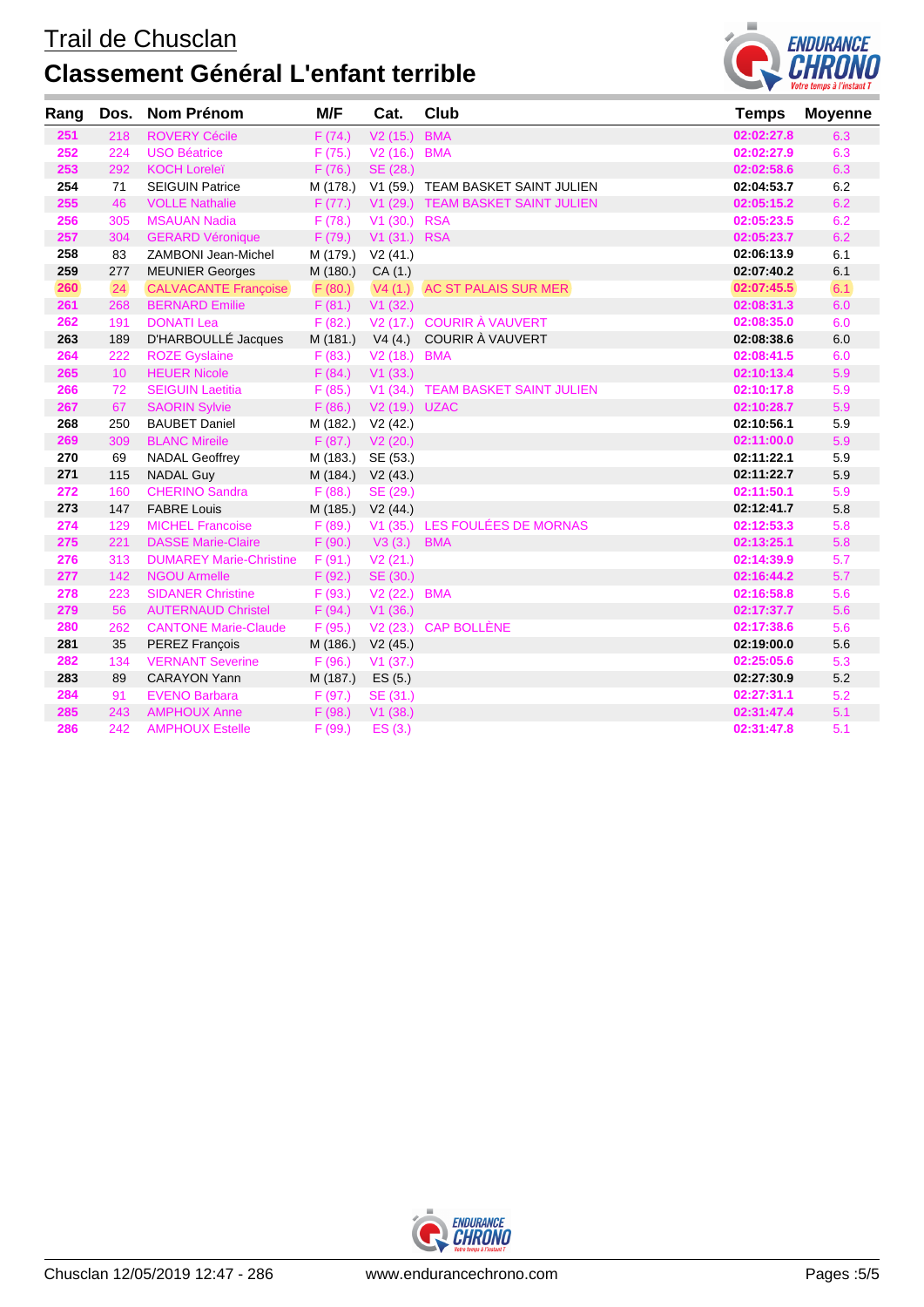# Trail de Chusclan

## Classement Général L'enfant terrible

| Rang | Dos. | Nom Prénom | M/F | Cat. | Club | Temps | Moyenne |
|---|---|---|---|---|---|---|---|
| 251 | 218 | ROVERY Cécile | F (74.) | V2 (15.) | BMA | 02:02:27.8 | 6.3 |
| 252 | 224 | USO Béatrice | F (75.) | V2 (16.) | BMA | 02:02:27.9 | 6.3 |
| 253 | 292 | KOCH Loreleï | F (76.) | SE (28.) | | 02:02:58.6 | 6.3 |
| 254 | 71 | SEIGUIN Patrice | M (178.) | V1 (59.) | TEAM BASKET SAINT JULIEN | 02:04:53.7 | 6.2 |
| 255 | 46 | VOLLE Nathalie | F (77.) | V1 (29.) | TEAM BASKET SAINT JULIEN | 02:05:15.2 | 6.2 |
| 256 | 305 | MSAUAN Nadia | F (78.) | V1 (30.) | RSA | 02:05:23.5 | 6.2 |
| 257 | 304 | GERARD Véronique | F (79.) | V1 (31.) | RSA | 02:05:23.7 | 6.2 |
| 258 | 83 | ZAMBONI Jean-Michel | M (179.) | V2 (41.) | | 02:06:13.9 | 6.1 |
| 259 | 277 | MEUNIER Georges | M (180.) | CA (1.) | | 02:07:40.2 | 6.1 |
| 260 | 24 | CALVACANTE Françoise | F (80.) | V4 (1.) | AC ST PALAIS SUR MER | 02:07:45.5 | 6.1 |
| 261 | 268 | BERNARD Emilie | F (81.) | V1 (32.) | | 02:08:31.3 | 6.0 |
| 262 | 191 | DONATI Lea | F (82.) | V2 (17.) | COURIR À VAUVERT | 02:08:35.0 | 6.0 |
| 263 | 189 | D'HARBOULLÉ Jacques | M (181.) | V4 (4.) | COURIR À VAUVERT | 02:08:38.6 | 6.0 |
| 264 | 222 | ROZE Gyslaine | F (83.) | V2 (18.) | BMA | 02:08:41.5 | 6.0 |
| 265 | 10 | HEUER Nicole | F (84.) | V1 (33.) | | 02:10:13.4 | 5.9 |
| 266 | 72 | SEIGUIN Laetitia | F (85.) | V1 (34.) | TEAM BASKET SAINT JULIEN | 02:10:17.8 | 5.9 |
| 267 | 67 | SAORIN Sylvie | F (86.) | V2 (19.) | UZAC | 02:10:28.7 | 5.9 |
| 268 | 250 | BAUBET Daniel | M (182.) | V2 (42.) | | 02:10:56.1 | 5.9 |
| 269 | 309 | BLANC Mireile | F (87.) | V2 (20.) | | 02:11:00.0 | 5.9 |
| 270 | 69 | NADAL Geoffrey | M (183.) | SE (53.) | | 02:11:22.1 | 5.9 |
| 271 | 115 | NADAL Guy | M (184.) | V2 (43.) | | 02:11:22.7 | 5.9 |
| 272 | 160 | CHERINO Sandra | F (88.) | SE (29.) | | 02:11:50.1 | 5.9 |
| 273 | 147 | FABRE Louis | M (185.) | V2 (44.) | | 02:12:41.7 | 5.8 |
| 274 | 129 | MICHEL Francoise | F (89.) | V1 (35.) | LES FOULÉES DE MORNAS | 02:12:53.3 | 5.8 |
| 275 | 221 | DASSE Marie-Claire | F (90.) | V3 (3.) | BMA | 02:13:25.1 | 5.8 |
| 276 | 313 | DUMAREY Marie-Christine | F (91.) | V2 (21.) | | 02:14:39.9 | 5.7 |
| 277 | 142 | NGOU Armelle | F (92.) | SE (30.) | | 02:16:44.2 | 5.7 |
| 278 | 223 | SIDANER Christine | F (93.) | V2 (22.) | BMA | 02:16:58.8 | 5.6 |
| 279 | 56 | AUTERNAUD Christel | F (94.) | V1 (36.) | | 02:17:37.7 | 5.6 |
| 280 | 262 | CANTONE Marie-Claude | F (95.) | V2 (23.) | CAP BOLLÈNE | 02:17:38.6 | 5.6 |
| 281 | 35 | PEREZ François | M (186.) | V2 (45.) | | 02:19:00.0 | 5.6 |
| 282 | 134 | VERNANT Severine | F (96.) | V1 (37.) | | 02:25:05.6 | 5.3 |
| 283 | 89 | CARAYON Yann | M (187.) | ES (5.) | | 02:27:30.9 | 5.2 |
| 284 | 91 | EVENO Barbara | F (97.) | SE (31.) | | 02:27:31.1 | 5.2 |
| 285 | 243 | AMPHOUX Anne | F (98.) | V1 (38.) | | 02:31:47.4 | 5.1 |
| 286 | 242 | AMPHOUX Estelle | F (99.) | ES (3.) | | 02:31:47.8 | 5.1 |

Chusclan 12/05/2019 12:47 - 286 www.endurancechrono.com